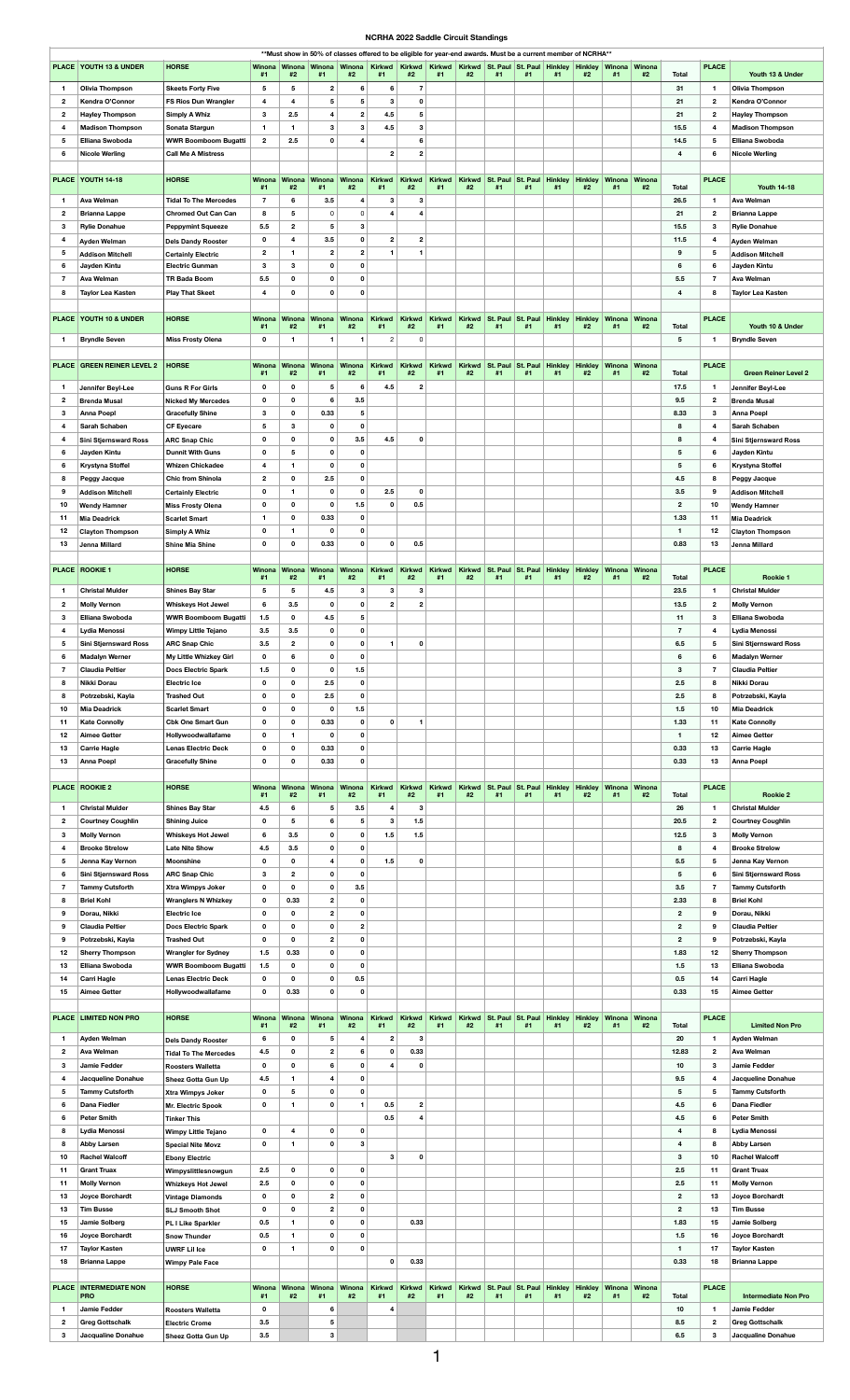# NCRHA 2022 Saddle Circuit Standings

**Must show in 50% of classes offered to be eligible for year-end awards. Must be a current member of NCRHA**

| PLACE | YOUTH 13 & UNDER | HORSE | Winona #1 | Winona #2 | Winona #1 | Winona #2 | Kirkwd #1 | Kirkwd #2 | Kirkwd #1 | Kirkwd #2 | St. Paul #1 | St. Paul #1 | Hinkley #1 | Hinkley #2 | Winona #1 | Winona #2 | Total | PLACE | Youth 13 & Under |
|---|---|---|---|---|---|---|---|---|---|---|---|---|---|---|---|---|---|---|---|
| 1 | Olivia Thompson | Skeets Forty Five | 5 | 5 | 2 | 6 | 6 | 7 | | | | | | | | | 31 | 1 | Olivia Thompson |
| 2 | Kendra O'Connor | FS Rios Dun Wrangler | 4 | 4 | 5 | 5 | 3 | 0 | | | | | | | | | 21 | 2 | Kendra O'Connor |
| 2 | Hayley Thompson | Simply A Whiz | 3 | 2.5 | 4 | 2 | 4.5 | 5 | | | | | | | | | 21 | 2 | Hayley Thompson |
| 4 | Madison Thompson | Sonata Stargun | 1 | 1 | 3 | 3 | 4.5 | 3 | | | | | | | | | 15.5 | 4 | Madison Thompson |
| 5 | Elliana Swoboda | WWR Boomboom Bugatti | 2 | 2.5 | 0 | 4 | | 6 | | | | | | | | | 14.5 | 5 | Elliana Swoboda |
| 6 | Nicole Werling | Call Me A Mistress | | | | | 2 | 2 | | | | | | | | | 4 | 6 | Nicole Werling |

| PLACE | YOUTH 14-18 | HORSE | Winona #1 | Winona #2 | Winona #1 | Winona #2 | Kirkwd #1 | Kirkwd #2 | Kirkwd #1 | Kirkwd #2 | St. Paul #1 | St. Paul #1 | Hinkley #1 | Hinkley #2 | Winona #1 | Winona #2 | Total | PLACE | Youth 14-18 |
|---|---|---|---|---|---|---|---|---|---|---|---|---|---|---|---|---|---|---|---|
| 1 | Ava Welman | Tidal To The Mercedes | 7 | 6 | 3.5 | 4 | 3 | 3 | | | | | | | | | 26.5 | 1 | Ava Welman |
| 2 | Brianna Lappe | Chromed Out Can Can | 8 | 5 | 0 | 0 | 4 | 4 | | | | | | | | | 21 | 2 | Brianna Lappe |
| 3 | Rylie Donahue | Peppymint Squeeze | 5.5 | 2 | 5 | 3 | | | | | | | | | | | 15.5 | 3 | Rylie Donahue |
| 4 | Ayden Welman | Dels Dandy Rooster | 0 | 4 | 3.5 | 0 | 2 | 2 | | | | | | | | | 11.5 | 4 | Ayden Welman |
| 5 | Addison Mitchell | Certainly Electric | 2 | 1 | 2 | 2 | 1 | 1 | | | | | | | | | 9 | 5 | Addison Mitchell |
| 6 | Jayden Kintu | Electric Gunman | 3 | 3 | 0 | 0 | | | | | | | | | | | 6 | 6 | Jayden Kintu |
| 7 | Ava Welman | TR Bada Boom | 5.5 | 0 | 0 | 0 | | | | | | | | | | | 5.5 | 7 | Ava Welman |
| 8 | Taylor Lea Kasten | Play That Skeet | 4 | 0 | 0 | 0 | | | | | | | | | | | 4 | 8 | Taylor Lea Kasten |

| PLACE | YOUTH 10 & UNDER | HORSE | Winona #1 | Winona #2 | Winona #1 | Winona #2 | Kirkwd #1 | Kirkwd #2 | Kirkwd #1 | Kirkwd #2 | St. Paul #1 | St. Paul #1 | Hinkley #1 | Hinkley #2 | Winona #1 | Winona #2 | Total | PLACE | Youth 10 & Under |
|---|---|---|---|---|---|---|---|---|---|---|---|---|---|---|---|---|---|---|---|
| 1 | Bryndle Seven | Miss Frosty Olena | 0 | 1 | 1 | 1 | 2 | 0 | | | | | | | | | 5 | 1 | Bryndle Seven |

| PLACE | GREEN REINER LEVEL 2 | HORSE | Winona #1 | Winona #2 | Winona #1 | Winona #2 | Kirkwd #1 | Kirkwd #2 | Kirkwd #1 | Kirkwd #2 | St. Paul #1 | St. Paul #1 | Hinkley #1 | Hinkley #2 | Winona #1 | Winona #2 | Total | PLACE | Green Reiner Level 2 |
|---|---|---|---|---|---|---|---|---|---|---|---|---|---|---|---|---|---|---|---|
| 1 | Jennifer Beyl-Lee | Guns R For Girls | 0 | 0 | 5 | 6 | 4.5 | 2 | | | | | | | | | 17.5 | 1 | Jennifer Beyl-Lee |
| 2 | Brenda Musal | Nicked My Mercedes | 0 | 0 | 6 | 3.5 | | | | | | | | | | | 9.5 | 2 | Brenda Musal |
| 3 | Anna Poepl | Gracefully Shine | 3 | 0 | 0.33 | 5 | | | | | | | | | | | 8.33 | 3 | Anna Poepl |
| 4 | Sarah Schaben | CF Eyecare | 5 | 3 | 0 | 0 | | | | | | | | | | | 8 | 4 | Sarah Schaben |
| 4 | Sini Stjernsward Ross | ARC Snap Chic | 0 | 0 | 0 | 3.5 | 4.5 | 0 | | | | | | | | | 8 | 4 | Sini Stjernsward Ross |
| 6 | Jayden Kintu | Dunnit With Guns | 0 | 5 | 0 | 0 | | | | | | | | | | | 5 | 6 | Jayden Kintu |
| 6 | Krystyna Stoffel | Whizen Chickadee | 4 | 1 | 0 | 0 | | | | | | | | | | | 5 | 6 | Krystyna Stoffel |
| 8 | Peggy Jacque | Chic from Shinola | 2 | 0 | 2.5 | 0 | | | | | | | | | | | 4.5 | 8 | Peggy Jacque |
| 9 | Addison Mitchell | Certainly Electric | 0 | 1 | 0 | 0 | 2.5 | 0 | | | | | | | | | 3.5 | 9 | Addison Mitchell |
| 10 | Wendy Hamner | Miss Frosty Olena | 0 | 0 | 0 | 1.5 | 0 | 0.5 | | | | | | | | | 2 | 10 | Wendy Hamner |
| 11 | Mia Deadrick | Scarlet Smart | 1 | 0 | 0.33 | 0 | | | | | | | | | | | 1.33 | 11 | Mia Deadrick |
| 12 | Clayton Thompson | Simply A Whiz | 0 | 1 | 0 | 0 | | | | | | | | | | | 1 | 12 | Clayton Thompson |
| 13 | Jenna Millard | Shine Mia Shine | 0 | 0 | 0.33 | 0 | 0 | 0.5 | | | | | | | | | 0.83 | 13 | Jenna Millard |

| PLACE | ROOKIE 1 | HORSE | Winona #1 | Winona #2 | Winona #1 | Winona #2 | Kirkwd #1 | Kirkwd #2 | Kirkwd #1 | Kirkwd #2 | St. Paul #1 | St. Paul #1 | Hinkley #1 | Hinkley #2 | Winona #1 | Winona #2 | Total | PLACE | Rookie 1 |
|---|---|---|---|---|---|---|---|---|---|---|---|---|---|---|---|---|---|---|---|
| 1 | Christal Mulder | Shines Bay Star | 5 | 5 | 4.5 | 3 | 3 | 3 | | | | | | | | | 23.5 | 1 | Christal Mulder |
| 2 | Molly Vernon | Whiskeys Hot Jewel | 6 | 3.5 | 0 | 0 | 2 | 2 | | | | | | | | | 13.5 | 2 | Molly Vernon |
| 3 | Elliana Swoboda | WWR Boomboom Bugatti | 1.5 | 0 | 4.5 | 5 | | | | | | | | | | | 11 | 3 | Elliana Swoboda |
| 4 | Lydia Menossi | Wimpy Little Tejano | 3.5 | 3.5 | 0 | 0 | | | | | | | | | | | 7 | 4 | Lydia Menossi |
| 5 | Sini Stjernsward Ross | ARC Snap Chic | 3.5 | 2 | 0 | 0 | 1 | 0 | | | | | | | | | 6.5 | 5 | Sini Stjernsward Ross |
| 6 | Madalyn Werner | My Little Whizkey Girl | 0 | 6 | 0 | 0 | | | | | | | | | | | 6 | 6 | Madalyn Werner |
| 7 | Claudia Peltier | Docs Electric Spark | 1.5 | 0 | 0 | 1.5 | | | | | | | | | | | 3 | 7 | Claudia Peltier |
| 8 | Nikki Dorau | Electric Ice | 0 | 0 | 2.5 | 0 | | | | | | | | | | | 2.5 | 8 | Nikki Dorau |
| 8 | Potrzebski, Kayla | Trashed Out | 0 | 0 | 2.5 | 0 | | | | | | | | | | | 2.5 | 8 | Potrzebski, Kayla |
| 10 | Mia Deadrick | Scarlet Smart | 0 | 0 | 0 | 1.5 | | | | | | | | | | | 1.5 | 10 | Mia Deadrick |
| 11 | Kate Connolly | Cbk One Smart Gun | 0 | 0 | 0.33 | 0 | 0 | 1 | | | | | | | | | 1.33 | 11 | Kate Connolly |
| 12 | Aimee Getter | Hollywoodwallafame | 0 | 1 | 0 | 0 | | | | | | | | | | | 1 | 12 | Aimee Getter |
| 13 | Carrie Hagle | Lenas Electric Deck | 0 | 0 | 0.33 | 0 | | | | | | | | | | | 0.33 | 13 | Carrie Hagle |
| 13 | Anna Poepl | Gracefully Shine | 0 | 0 | 0.33 | 0 | | | | | | | | | | | 0.33 | 13 | Anna Poepl |

| PLACE | ROOKIE 2 | HORSE | Winona #1 | Winona #2 | Winona #1 | Winona #2 | Kirkwd #1 | Kirkwd #2 | Kirkwd #1 | Kirkwd #2 | St. Paul #1 | St. Paul #1 | Hinkley #1 | Hinkley #2 | Winona #1 | Winona #2 | Total | PLACE | Rookie 2 |
|---|---|---|---|---|---|---|---|---|---|---|---|---|---|---|---|---|---|---|---|
| 1 | Christal Mulder | Shines Bay Star | 4.5 | 6 | 5 | 3.5 | 4 | 3 | | | | | | | | | 26 | 1 | Christal Mulder |
| 2 | Courtney Coughlin | Shining Juice | 0 | 5 | 6 | 5 | 3 | 1.5 | | | | | | | | | 20.5 | 2 | Courtney Coughlin |
| 3 | Molly Vernon | Whiskeys Hot Jewel | 6 | 3.5 | 0 | 0 | 1.5 | 1.5 | | | | | | | | | 12.5 | 3 | Molly Vernon |
| 4 | Brooke Strelow | Late Nite Show | 4.5 | 3.5 | 0 | 0 | | | | | | | | | | | 8 | 4 | Brooke Strelow |
| 5 | Jenna Kay Vernon | Moonshine | 0 | 0 | 4 | 0 | 1.5 | 0 | | | | | | | | | 5.5 | 5 | Jenna Kay Vernon |
| 6 | Sini Stjernsward Ross | ARC Snap Chic | 3 | 2 | 0 | 0 | | | | | | | | | | | 5 | 6 | Sini Stjernsward Ross |
| 7 | Tammy Cutsforth | Xtra Wimpys Joker | 0 | 0 | 0 | 3.5 | | | | | | | | | | | 3.5 | 7 | Tammy Cutsforth |
| 8 | Briel Kohl | Wranglers N Whizkey | 0 | 0.33 | 2 | 0 | | | | | | | | | | | 2.33 | 8 | Briel Kohl |
| 9 | Dorau, Nikki | Electric Ice | 0 | 0 | 2 | 0 | | | | | | | | | | | 2 | 9 | Dorau, Nikki |
| 9 | Claudia Peltier | Docs Electric Spark | 0 | 0 | 0 | 2 | | | | | | | | | | | 2 | 9 | Claudia Peltier |
| 9 | Potrzebski, Kayla | Trashed Out | 0 | 0 | 2 | 0 | | | | | | | | | | | 2 | 9 | Potrzebski, Kayla |
| 12 | Sherry Thompson | Wrangler for Sydney | 1.5 | 0.33 | 0 | 0 | | | | | | | | | | | 1.83 | 12 | Sherry Thompson |
| 13 | Elliana Swoboda | WWR Boomboom Bugatti | 1.5 | 0 | 0 | 0 | | | | | | | | | | | 1.5 | 13 | Elliana Swoboda |
| 14 | Carri Hagle | Lenas Electric Deck | 0 | 0 | 0 | 0.5 | | | | | | | | | | | 0.5 | 14 | Carri Hagle |
| 15 | Aimee Getter | Hollywoodwallafame | 0 | 0.33 | 0 | 0 | | | | | | | | | | | 0.33 | 15 | Aimee Getter |

| PLACE | LIMITED NON PRO | HORSE | Winona #1 | Winona #2 | Winona #1 | Winona #2 | Kirkwd #1 | Kirkwd #2 | Kirkwd #1 | Kirkwd #2 | St. Paul #1 | St. Paul #1 | Hinkley #1 | Hinkley #2 | Winona #1 | Winona #2 | Total | PLACE | Limited Non Pro |
|---|---|---|---|---|---|---|---|---|---|---|---|---|---|---|---|---|---|---|---|
| 1 | Ayden Welman | Dels Dandy Rooster | 6 | 0 | 5 | 4 | 2 | 3 | | | | | | | | | 20 | 1 | Ayden Welman |
| 2 | Ava Welman | Tidal To The Mercedes | 4.5 | 0 | 2 | 6 | 0 | 0.33 | | | | | | | | | 12.83 | 2 | Ava Welman |
| 3 | Jamie Fedder | Roosters Walletta | 0 | 0 | 6 | 0 | 4 | 0 | | | | | | | | | 10 | 3 | Jamie Fedder |
| 4 | Jacqueline Donahue | Sheez Gotta Gun Up | 4.5 | 1 | 4 | 0 | | | | | | | | | | | 9.5 | 4 | Jacqueline Donahue |
| 5 | Tammy Cutsforth | Xtra Wimpys Joker | 0 | 5 | 0 | 0 | | | | | | | | | | | 5 | 5 | Tammy Cutsforth |
| 6 | Dana Fiedler | Mr. Electric Spook | 0 | 1 | 0 | 1 | 0.5 | 2 | | | | | | | | | 4.5 | 6 | Dana Fiedler |
| 6 | Peter Smith | Tinker This | | | | | 0.5 | 4 | | | | | | | | | 4.5 | 6 | Peter Smith |
| 8 | Lydia Menossi | Wimpy Little Tejano | 0 | 4 | 0 | 0 | | | | | | | | | | | 4 | 8 | Lydia Menossi |
| 8 | Abby Larsen | Special Nite Movz | 0 | 1 | 0 | 3 | | | | | | | | | | | 4 | 8 | Abby Larsen |
| 10 | Rachel Walcoff | Ebony Electric | | | | | 3 | 0 | | | | | | | | | 3 | 10 | Rachel Walcoff |
| 11 | Grant Truax | Wimpyslittlesnowgun | 2.5 | 0 | 0 | 0 | | | | | | | | | | | 2.5 | 11 | Grant Truax |
| 11 | Molly Vernon | Whizkeys Hot Jewel | 2.5 | 0 | 0 | 0 | | | | | | | | | | | 2.5 | 11 | Molly Vernon |
| 13 | Joyce Borchardt | Vintage Diamonds | 0 | 0 | 2 | 0 | | | | | | | | | | | 2 | 13 | Joyce Borchardt |
| 13 | Tim Busse | SLJ Smooth Shot | 0 | 0 | 2 | 0 | | | | | | | | | | | 2 | 13 | Tim Busse |
| 15 | Jamie Solberg | PL I Like Sparkler | 0.5 | 1 | 0 | 0 | | 0.33 | | | | | | | | | 1.83 | 15 | Jamie Solberg |
| 16 | Joyce Borchardt | Snow Thunder | 0.5 | 1 | 0 | 0 | | | | | | | | | | | 1.5 | 16 | Joyce Borchardt |
| 17 | Taylor Kasten | UWRF Lil Ice | 0 | 1 | 0 | 0 | | | | | | | | | | | 1 | 17 | Taylor Kasten |
| 18 | Brianna Lappe | Wimpy Pale Face | | | | | 0 | 0.33 | | | | | | | | | 0.33 | 18 | Brianna Lappe |

| PLACE | INTERMEDIATE NON PRO | HORSE | Winona #1 | Winona #2 | Winona #1 | Winona #2 | Kirkwd #1 | Kirkwd #2 | Kirkwd #1 | Kirkwd #2 | St. Paul #1 | St. Paul #1 | Hinkley #1 | Hinkley #2 | Winona #1 | Winona #2 | Total | PLACE | Intermediate Non Pro |
|---|---|---|---|---|---|---|---|---|---|---|---|---|---|---|---|---|---|---|---|
| 1 | Jamie Fedder | Roosters Walletta | 0 | | 6 | | 4 | | | | | | | | | | 10 | 1 | Jamie Fedder |
| 2 | Greg Gottschalk | Electric Crome | 3.5 | | 5 | | | | | | | | | | | | 8.5 | 2 | Greg Gottschalk |
| 3 | Jacqualine Donahue | Sheez Gotta Gun Up | 3.5 | | 3 | | | | | | | | | | | | 6.5 | 3 | Jacqualine Donahue |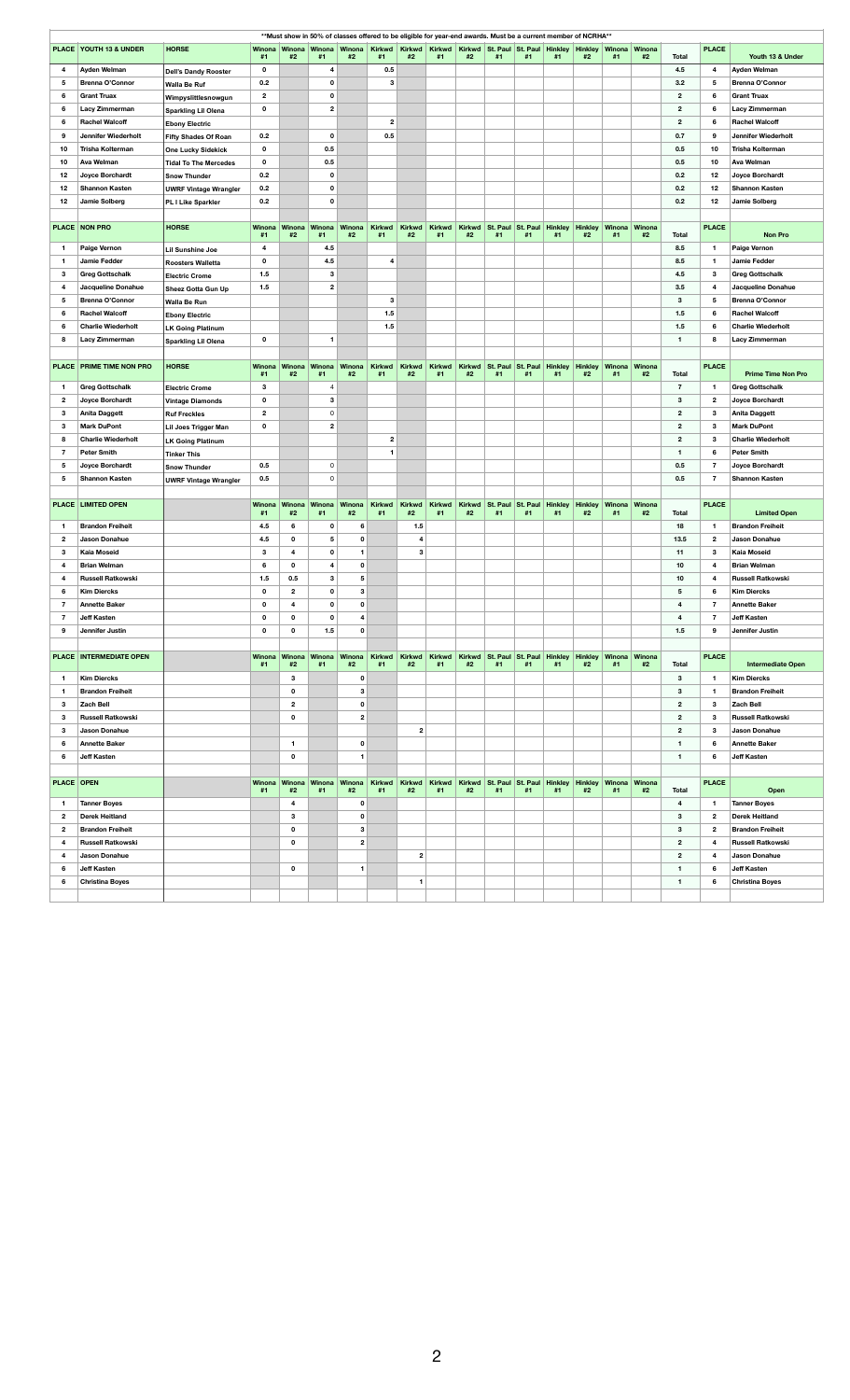**Must show in 50% of classes offered to be eligible for year-end awards. Must be a current member of NCRHA**

| PLACE | YOUTH 13 & UNDER | HORSE | Winona #1 | Winona #2 | Winona #1 | Winona #2 | Kirkwd #1 | Kirkwd #2 | Kirkwd #1 | Kirkwd #2 | St. Paul #1 | St. Paul #1 | Hinkley #1 | Hinkley #2 | Winona #1 | Winona #2 | Total | PLACE | Youth 13 & Under |
|---|---|---|---|---|---|---|---|---|---|---|---|---|---|---|---|---|---|---|---|
| 4 | Ayden Welman | Dell's Dandy Rooster | 0 | | 4 | | 0.5 | | | | | | | | | | 4.5 | 4 | Ayden Welman |
| 5 | Brenna O'Connor | Walla Be Ruf | 0.2 | | 0 | | 3 | | | | | | | | | | 3.2 | 5 | Brenna O'Connor |
| 6 | Grant Truax | Wimpyslittlesnowgun | 2 | | 0 | | | | | | | | | | | | 2 | 6 | Grant Truax |
| 6 | Lacy Zimmerman | Sparkling Lil Olena | 0 | | 2 | | | | | | | | | | | | 2 | 6 | Lacy Zimmerman |
| 6 | Rachel Walcoff | Ebony Electric | | | | | 2 | | | | | | | | | | 2 | 6 | Rachel Walcoff |
| 9 | Jennifer Wiederholt | Fifty Shades Of Roan | 0.2 | | 0 | | 0.5 | | | | | | | | | | 0.7 | 9 | Jennifer Wiederholt |
| 10 | Trisha Kolterman | One Lucky Sidekick | 0 | | 0.5 | | | | | | | | | | | | 0.5 | 10 | Trisha Kolterman |
| 10 | Ava Welman | Tidal To The Mercedes | 0 | | 0.5 | | | | | | | | | | | | 0.5 | 10 | Ava Welman |
| 12 | Joyce Borchardt | Snow Thunder | 0.2 | | 0 | | | | | | | | | | | | 0.2 | 12 | Joyce Borchardt |
| 12 | Shannon Kasten | UWRF Vintage Wrangler | 0.2 | | 0 | | | | | | | | | | | | 0.2 | 12 | Shannon Kasten |
| 12 | Jamie Solberg | PL I Like Sparkler | 0.2 | | 0 | | | | | | | | | | | | 0.2 | 12 | Jamie Solberg |

| PLACE | NON PRO | HORSE | Winona #1 | Winona #2 | Winona #1 | Winona #2 | Kirkwd #1 | Kirkwd #2 | Kirkwd #1 | Kirkwd #2 | St. Paul #1 | St. Paul #1 | Hinkley #1 | Hinkley #2 | Winona #1 | Winona #2 | Total | PLACE | Non Pro |
|---|---|---|---|---|---|---|---|---|---|---|---|---|---|---|---|---|---|---|---|
| 1 | Paige Vernon | Lil Sunshine Joe | 4 | | 4.5 | | | | | | | | | | | | 8.5 | 1 | Paige Vernon |
| 1 | Jamie Fedder | Roosters Walletta | 0 | | 4.5 | | 4 | | | | | | | | | | 8.5 | 1 | Jamie Fedder |
| 3 | Greg Gottschalk | Electric Crome | 1.5 | | 3 | | | | | | | | | | | | 4.5 | 3 | Greg Gottschalk |
| 4 | Jacqueline Donahue | Sheez Gotta Gun Up | 1.5 | | 2 | | | | | | | | | | | | 3.5 | 4 | Jacqueline Donahue |
| 5 | Brenna O'Connor | Walla Be Run | | | | | 3 | | | | | | | | | | 3 | 5 | Brenna O'Connor |
| 6 | Rachel Walcoff | Ebony Electric | | | | | 1.5 | | | | | | | | | | 1.5 | 6 | Rachel Walcoff |
| 6 | Charlie Wiederholt | LK Going Platinum | | | | | 1.5 | | | | | | | | | | 1.5 | 6 | Charlie Wiederholt |
| 8 | Lacy Zimmerman | Sparkling Lil Olena | 0 | | 1 | | | | | | | | | | | | 1 | 8 | Lacy Zimmerman |

| PLACE | PRIME TIME NON PRO | HORSE | Winona #1 | Winona #2 | Winona #1 | Winona #2 | Kirkwd #1 | Kirkwd #2 | Kirkwd #1 | Kirkwd #2 | St. Paul #1 | St. Paul #1 | Hinkley #1 | Hinkley #2 | Winona #1 | Winona #2 | Total | PLACE | Prime Time Non Pro |
|---|---|---|---|---|---|---|---|---|---|---|---|---|---|---|---|---|---|---|---|
| 1 | Greg Gottschalk | Electric Crome | 3 | | 4 | | | | | | | | | | | | 7 | 1 | Greg Gottschalk |
| 2 | Joyce Borchardt | Vintage Diamonds | 0 | | 3 | | | | | | | | | | | | 3 | 2 | Joyce Borchardt |
| 3 | Anita Daggett | Ruf Freckles | 2 | | 0 | | | | | | | | | | | | 2 | 3 | Anita Daggett |
| 3 | Mark DuPont | Lil Joes Trigger Man | 0 | | 2 | | | | | | | | | | | | 2 | 3 | Mark DuPont |
| 8 | Charlie Wiederholt | LK Going Platinum | | | | | 2 | | | | | | | | | | 2 | 3 | Charlie Wiederholt |
| 7 | Peter Smith | Tinker This | | | | | 1 | | | | | | | | | | 1 | 6 | Peter Smith |
| 5 | Joyce Borchardt | Snow Thunder | 0.5 | | 0 | | | | | | | | | | | | 0.5 | 7 | Joyce Borchardt |
| 5 | Shannon Kasten | UWRF Vintage Wrangler | 0.5 | | 0 | | | | | | | | | | | | 0.5 | 7 | Shannon Kasten |

| PLACE | LIMITED OPEN | | Winona #1 | Winona #2 | Winona #1 | Winona #2 | Kirkwd #1 | Kirkwd #2 | Kirkwd #1 | Kirkwd #2 | St. Paul #1 | St. Paul #1 | Hinkley #1 | Hinkley #2 | Winona #1 | Winona #2 | Total | PLACE | Limited Open |
|---|---|---|---|---|---|---|---|---|---|---|---|---|---|---|---|---|---|---|---|
| 1 | Brandon Freiheit | | 4.5 | 6 | 0 | 6 | | 1.5 | | | | | | | | | 18 | 1 | Brandon Freiheit |
| 2 | Jason Donahue | | 4.5 | 0 | 5 | 0 | | 4 | | | | | | | | | 13.5 | 2 | Jason Donahue |
| 3 | Kaia Moseid | | 3 | 4 | 0 | 1 | | 3 | | | | | | | | | 11 | 3 | Kaia Moseid |
| 4 | Brian Welman | | 6 | 0 | 4 | 0 | | | | | | | | | | | 10 | 4 | Brian Welman |
| 4 | Russell Ratkowski | | 1.5 | 0.5 | 3 | 5 | | | | | | | | | | | 10 | 4 | Russell Ratkowski |
| 6 | Kim Diercks | | 0 | 2 | 0 | 3 | | | | | | | | | | | 5 | 6 | Kim Diercks |
| 7 | Annette Baker | | 0 | 4 | 0 | 0 | | | | | | | | | | | 4 | 7 | Annette Baker |
| 7 | Jeff Kasten | | 0 | 0 | 0 | 4 | | | | | | | | | | | 4 | 7 | Jeff Kasten |
| 9 | Jennifer Justin | | 0 | 0 | 1.5 | 0 | | | | | | | | | | | 1.5 | 9 | Jennifer Justin |

| PLACE | INTERMEDIATE OPEN | | Winona #1 | Winona #2 | Winona #1 | Winona #2 | Kirkwd #1 | Kirkwd #2 | Kirkwd #1 | Kirkwd #2 | St. Paul #1 | St. Paul #1 | Hinkley #1 | Hinkley #2 | Winona #1 | Winona #2 | Total | PLACE | Intermediate Open |
|---|---|---|---|---|---|---|---|---|---|---|---|---|---|---|---|---|---|---|---|
| 1 | Kim Diercks | | | 3 | | 0 | | | | | | | | | | | 3 | 1 | Kim Diercks |
| 1 | Brandon Freiheit | | | 0 | | 3 | | | | | | | | | | | 3 | 1 | Brandon Freiheit |
| 3 | Zach Bell | | | 2 | | 0 | | | | | | | | | | | 2 | 3 | Zach Bell |
| 3 | Russell Ratkowski | | | 0 | | 2 | | | | | | | | | | | 2 | 3 | Russell Ratkowski |
| 3 | Jason Donahue | | | | | | | 2 | | | | | | | | | 2 | 3 | Jason Donahue |
| 6 | Annette Baker | | | 1 | | 0 | | | | | | | | | | | 1 | 6 | Annette Baker |
| 6 | Jeff Kasten | | | 0 | | 1 | | | | | | | | | | | 1 | 6 | Jeff Kasten |

| PLACE | OPEN | | Winona #1 | Winona #2 | Winona #1 | Winona #2 | Kirkwd #1 | Kirkwd #2 | Kirkwd #1 | Kirkwd #2 | St. Paul #1 | St. Paul #1 | Hinkley #1 | Hinkley #2 | Winona #1 | Winona #2 | Total | PLACE | Open |
|---|---|---|---|---|---|---|---|---|---|---|---|---|---|---|---|---|---|---|---|
| 1 | Tanner Boyes | | | 4 | | 0 | | | | | | | | | | | 4 | 1 | Tanner Boyes |
| 2 | Derek Heitland | | | 3 | | 0 | | | | | | | | | | | 3 | 2 | Derek Heitland |
| 2 | Brandon Freiheit | | | 0 | | 3 | | | | | | | | | | | 3 | 2 | Brandon Freiheit |
| 4 | Russell Ratkowski | | | 0 | | 2 | | | | | | | | | | | 2 | 4 | Russell Ratkowski |
| 4 | Jason Donahue | | | | | | | 2 | | | | | | | | | 2 | 4 | Jason Donahue |
| 6 | Jeff Kasten | | | 0 | | 1 | | | | | | | | | | | 1 | 6 | Jeff Kasten |
| 6 | Christina Boyes | | | | | | | 1 | | | | | | | | | 1 | 6 | Christina Boyes |